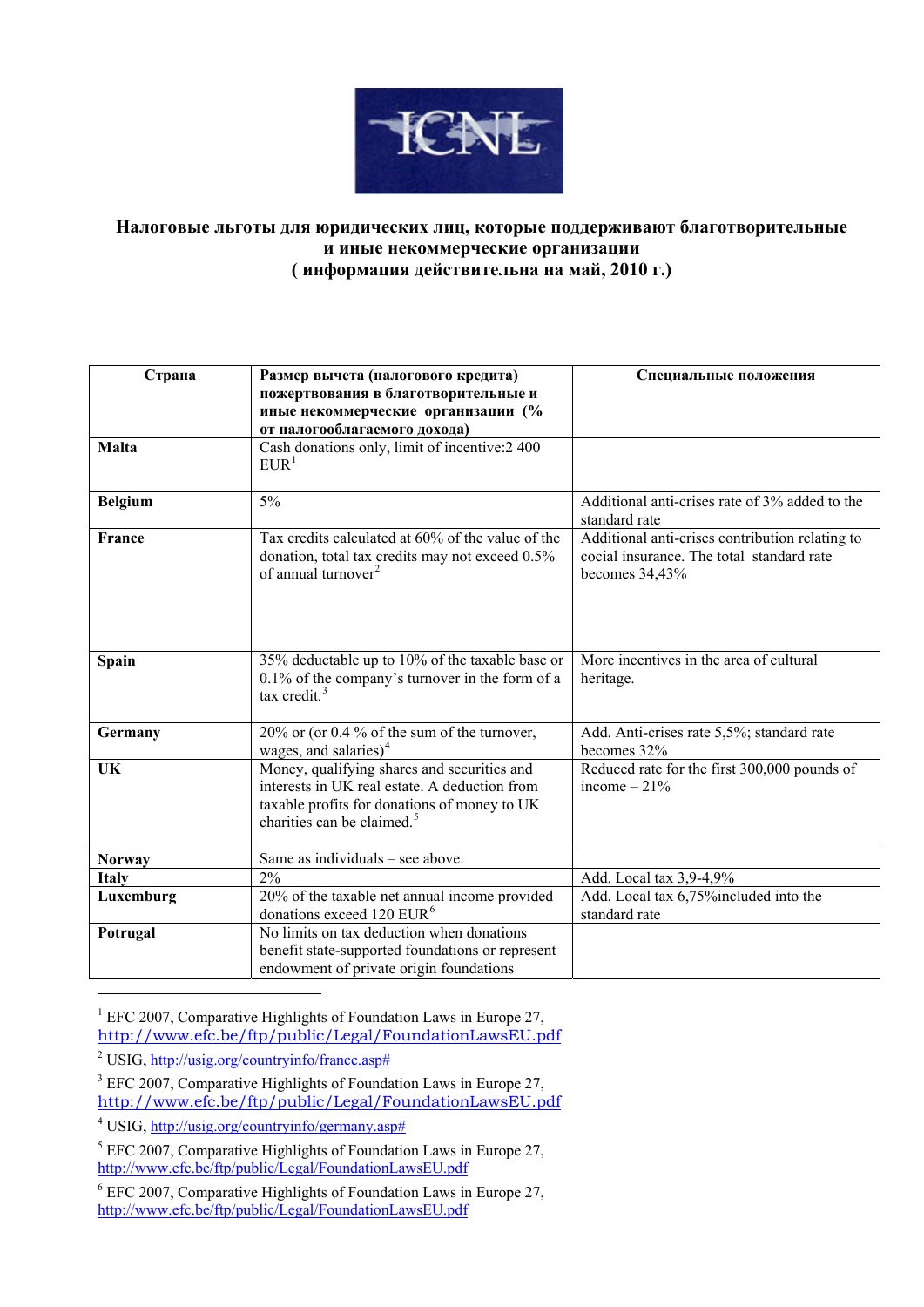**Налоговые льготы для юридических лиц, которые поддерживают благотворительные и иные некоммерческие организации**
**( информация действительна на май, 2010 г.)**

| Страна | Размер вычета (налогового кредита) пожертвования в благотворительные и иные некоммерческие организации (% от налогооблагаемого дохода) | Специальные положения |
|---|---|---|
| **Malta** | Cash donations only, limit of incentive:2 400 EUR[1] | |
| **Belgium** | 5% | Additional anti-crises rate of 3% added to the standard rate |
| **France** | Tax credits calculated at 60% of the value of the donation, total tax credits may not exceed 0.5% of annual turnover[2] | Additional anti-crises contribution relating to cocial insurance. The total standard rate becomes 34,43% |
| **Spain** | 35% deductable up to 10% of the taxable base or 0.1% of the company's turnover in the form of a tax credit.[3] | More incentives in the area of cultural heritage. |
| **Germany** | 20% or (or 0.4 % of the sum of the turnover, wages, and salaries)[4] | Add. Anti-crises rate 5,5%; standard rate becomes 32% |
| **UK** | Money, qualifying shares and securities and interests in UK real estate. A deduction from taxable profits for donations of money to UK charities can be claimed.[5] | Reduced rate for the first 300,000 pounds of income – 21% |
| **Norway** | Same as individuals – see above. | |
| **Italy** | 2% | Add. Local tax 3,9-4,9% |
| **Luxemburg** | 20% of the taxable net annual income provided donations exceed 120 EUR[6] | Add. Local tax 6,75%included into the standard rate |
| **Potrugal** | No limits on tax deduction when donations benefit state-supported foundations or represent endowment of private origin foundations | |

---

[1] EFC 2007, Comparative Highlights of Foundation Laws in Europe 27, http://www.efc.be/ftp/public/Legal/FoundationLawsEU.pdf

[2] USIG, http://usig.org/countryinfo/france.asp#

[3] EFC 2007, Comparative Highlights of Foundation Laws in Europe 27, http://www.efc.be/ftp/public/Legal/FoundationLawsEU.pdf

[4] USIG, http://usig.org/countryinfo/germany.asp#

[5] EFC 2007, Comparative Highlights of Foundation Laws in Europe 27, http://www.efc.be/ftp/public/Legal/FoundationLawsEU.pdf

[6] EFC 2007, Comparative Highlights of Foundation Laws in Europe 27, http://www.efc.be/ftp/public/Legal/FoundationLawsEU.pdf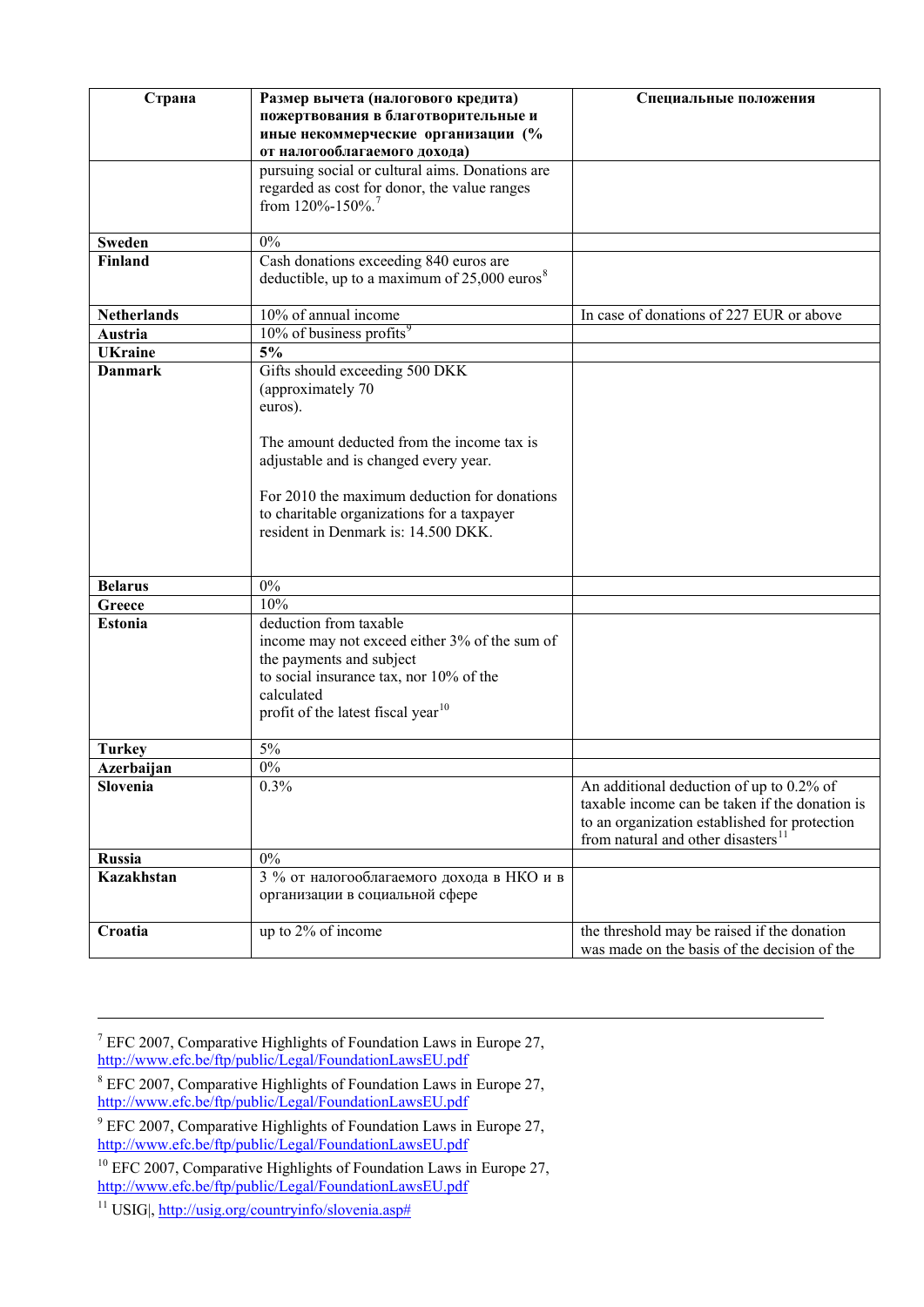| Страна | Размер вычета (налогового кредита) пожертвования в благотворительные и иные некоммерческие организации (% от налогооблагаемого дохода) | Специальные положения |
|---|---|---|
| | pursuing social or cultural aims. Donations are regarded as cost for donor, the value ranges from 120%-150%.[7] | |
| **Sweden** | 0% | |
| **Finland** | Cash donations exceeding 840 euros are deductible, up to a maximum of 25,000 euros[8] | |
| **Netherlands** | 10% of annual income | In case of donations of 227 EUR or above |
| **Austria** | 10% of business profits[9] | |
| **UKraine** | **5%** | |
| **Danmark** | Gifts should exceeding 500 DKK (approximately 70 euros).<br><br>The amount deducted from the income tax is adjustable and is changed every year.<br><br>For 2010 the maximum deduction for donations to charitable organizations for a taxpayer resident in Denmark is: 14.500 DKK. | |
| **Belarus** | 0% | |
| **Greece** | 10% | |
| **Estonia** | deduction from taxable income may not exceed either 3% of the sum of the payments and subject to social insurance tax, nor 10% of the calculated profit of the latest fiscal year[10] | |
| **Turkey** | 5% | |
| **Azerbaijan** | 0% | |
| **Slovenia** | 0.3% | An additional deduction of up to 0.2% of taxable income can be taken if the donation is to an organization established for protection from natural and other disasters[11] |
| **Russia** | 0% | |
| **Kazakhstan** | 3 % от налогооблагаемого дохода в НКО и в организации в социальной сфере | |
| **Croatia** | up to 2% of income | the threshold may be raised if the donation was made on the basis of the decision of the |

---

[7] EFC 2007, Comparative Highlights of Foundation Laws in Europe 27, http://www.efc.be/ftp/public/Legal/FoundationLawsEU.pdf

[8] EFC 2007, Comparative Highlights of Foundation Laws in Europe 27, http://www.efc.be/ftp/public/Legal/FoundationLawsEU.pdf

[9] EFC 2007, Comparative Highlights of Foundation Laws in Europe 27, http://www.efc.be/ftp/public/Legal/FoundationLawsEU.pdf

[10] EFC 2007, Comparative Highlights of Foundation Laws in Europe 27, http://www.efc.be/ftp/public/Legal/FoundationLawsEU.pdf

[11] USIG|, http://usig.org/countryinfo/slovenia.asp#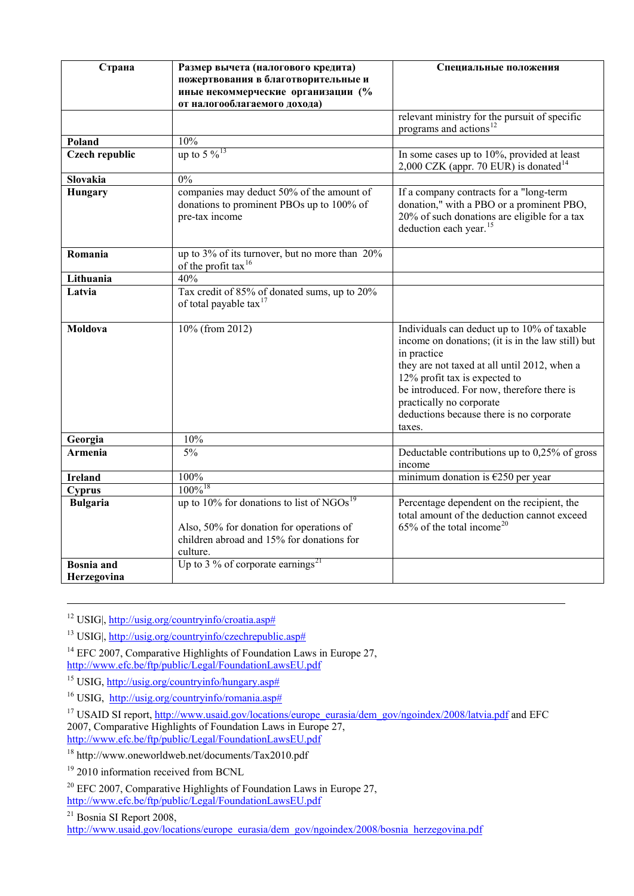| Страна | Размер вычета (налогового кредита) пожертвования в благотворительные и иные некоммерческие организации (% от налогооблагаемого дохода) | Специальные положения |
|---|---|---|
| | | relevant ministry for the pursuit of specific programs and actions[12] |
| **Poland** | 10% | |
| **Czech republic** | up to 5 %[13] | In some cases up to 10%, provided at least 2,000 CZK (appr. 70 EUR) is donated[14] |
| **Slovakia** | 0% | |
| **Hungary** | companies may deduct 50% of the amount of donations to prominent PBOs up to 100% of pre-tax income | If a company contracts for a "long-term donation," with a PBO or a prominent PBO, 20% of such donations are eligible for a tax deduction each year.[15] |
| **Romania** | up to 3% of its turnover, but no more than 20% of the profit tax[16] | |
| **Lithuania** | 40% | |
| **Latvia** | Tax credit of 85% of donated sums, up to 20% of total payable tax[17] | |
| **Moldova** | 10% (from 2012) | Individuals can deduct up to 10% of taxable income on donations; (it is in the law still) but in practice they are not taxed at all until 2012, when a 12% profit tax is expected to be introduced. For now, therefore there is practically no corporate deductions because there is no corporate taxes. |
| **Georgia** | 10% | |
| **Armenia** | 5% | Deductable contributions up to 0,25% of gross income |
| **Ireland** | 100% | minimum donation is €250 per year |
| **Cyprus** | 100%[18] | |
| **Bulgaria** | up to 10% for donations to list of NGOs[19]<br><br>Also, 50% for donation for operations of children abroad and 15% for donations for culture. | Percentage dependent on the recipient, the total amount of the deduction cannot exceed 65% of the total income[20] |
| **Bosnia and Herzegovina** | Up to 3 % of corporate earnings[21] | |

---

[12] USIG|, http://usig.org/countryinfo/croatia.asp#

[13] USIG|, http://usig.org/countryinfo/czechrepublic.asp#

[14] EFC 2007, Comparative Highlights of Foundation Laws in Europe 27, http://www.efc.be/ftp/public/Legal/FoundationLawsEU.pdf

[15] USIG, http://usig.org/countryinfo/hungary.asp#

[16] USIG, http://usig.org/countryinfo/romania.asp#

[17] USAID SI report, http://www.usaid.gov/locations/europe_eurasia/dem_gov/ngoindex/2008/latvia.pdf and EFC 2007, Comparative Highlights of Foundation Laws in Europe 27, http://www.efc.be/ftp/public/Legal/FoundationLawsEU.pdf

[18] http://www.oneworldweb.net/documents/Tax2010.pdf

[19] 2010 information received from BCNL

[20] EFC 2007, Comparative Highlights of Foundation Laws in Europe 27, http://www.efc.be/ftp/public/Legal/FoundationLawsEU.pdf

[21] Bosnia SI Report 2008, http://www.usaid.gov/locations/europe_eurasia/dem_gov/ngoindex/2008/bosnia_herzegovina.pdf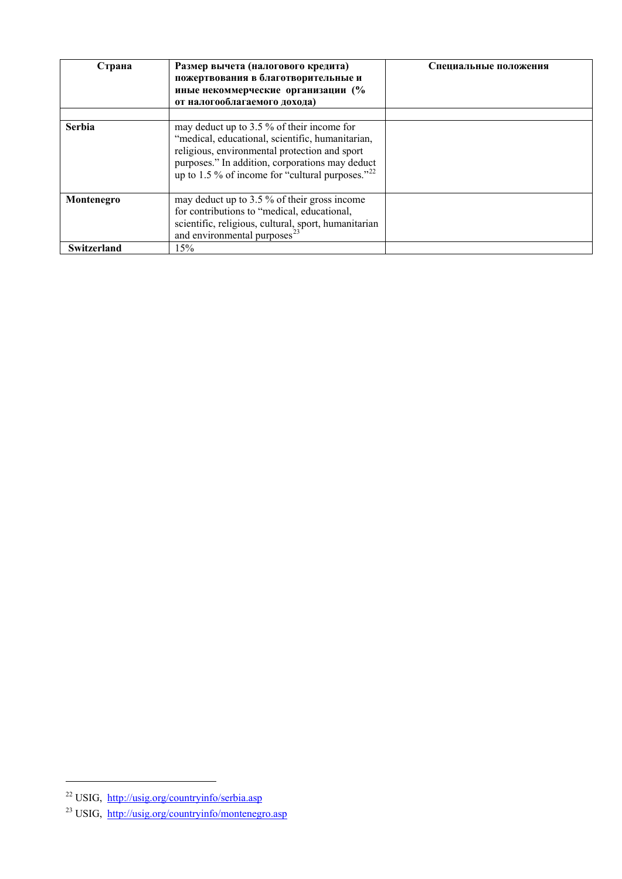| Страна | Размер вычета (налогового кредита) пожертвования в благотворительные и иные некоммерческие организации (% от налогооблагаемого дохода) | Специальные положения |
|---|---|---|
| | | |
| **Serbia** | may deduct up to 3.5 % of their income for “medical, educational, scientific, humanitarian, religious, environmental protection and sport purposes.” In addition, corporations may deduct up to 1.5 % of income for “cultural purposes.”[22] | |
| **Montenegro** | may deduct up to 3.5 % of their gross income for contributions to “medical, educational, scientific, religious, cultural, sport, humanitarian and environmental purposes[23] | |
| **Switzerland** | 15% | |

[22] USIG, http://usig.org/countryinfo/serbia.asp

[23] USIG, http://usig.org/countryinfo/montenegro.asp